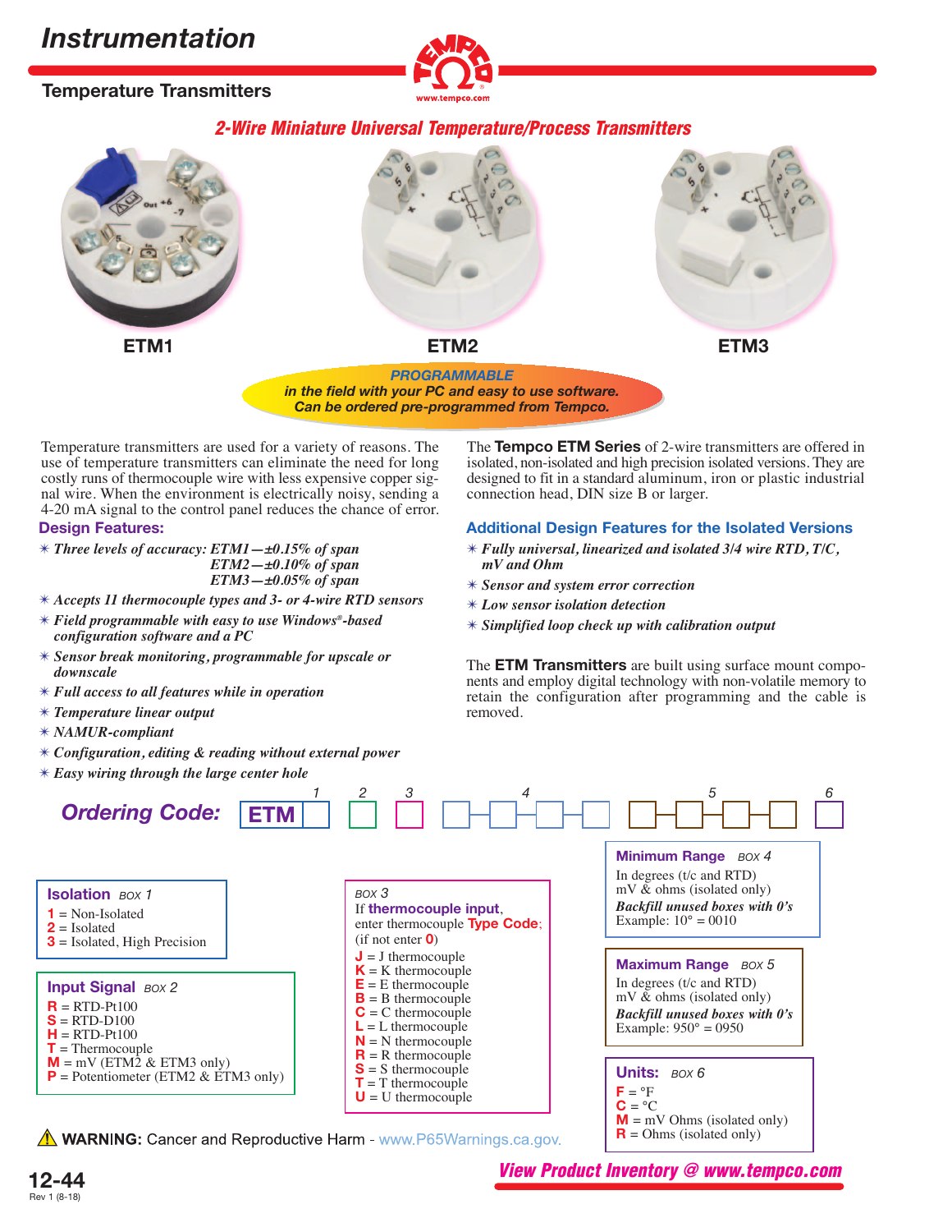# Instrumentation

## Temperature Transmitters

### *2-Wire Miniature Universal Temperature/Process Transmitters*

ETM1 ETM2 ETM3

***PROGRAMMABLE***
***in the field with your PC and easy to use software.***
***Can be ordered pre-programmed from Tempco.***

Temperature transmitters are used for a variety of reasons. The use of temperature transmitters can eliminate the need for long costly runs of thermocouple wire with less expensive copper signal wire. When the environment is electrically noisy, sending a 4-20 mA signal to the control panel reduces the chance of error.

### Design Features:

- *Three levels of accuracy: ETM1—±0.15% of span*
  *ETM2—±0.10% of span*
  *ETM3—±0.05% of span*
- *Accepts 11 thermocouple types and 3- or 4-wire RTD sensors*
- *Field programmable with easy to use Windows®-based configuration software and a PC*
- *Sensor break monitoring, programmable for upscale or downscale*
- *Full access to all features while in operation*
- *Temperature linear output*
- *NAMUR-compliant*
- *Configuration, editing & reading without external power*
- *Easy wiring through the large center hole*

The **Tempco ETM Series** of 2-wire transmitters are offered in isolated, non-isolated and high precision isolated versions. They are designed to fit in a standard aluminum, iron or plastic industrial connection head, DIN size B or larger.

### Additional Design Features for the Isolated Versions

- *Fully universal, linearized and isolated 3/4 wire RTD, T/C, mV and Ohm*
- *Sensor and system error correction*
- *Low sensor isolation detection*
- *Simplified loop check up with calibration output*

The **ETM Transmitters** are built using surface mount components and employ digital technology with non-volatile memory to retain the configuration after programming and the cable is removed.

## Ordering Code:

ETM [1] [2] [3] [4 □□□□] [5 □□□□] [6]

**Isolation** *BOX 1*
- **1** = Non-Isolated
- **2** = Isolated
- **3** = Isolated, High Precision

**Input Signal** *BOX 2*
- **R** = RTD-Pt100
- **S** = RTD-D100
- **H** = RTD-Pt100
- **T** = Thermocouple
- **M** = mV (ETM2 & ETM3 only)
- **P** = Potentiometer (ETM2 & ETM3 only)

*BOX 3*
If **thermocouple input**, enter thermocouple **Type Code**; (if not enter **0**)
- **J** = J thermocouple
- **K** = K thermocouple
- **E** = E thermocouple
- **B** = B thermocouple
- **C** = C thermocouple
- **L** = L thermocouple
- **N** = N thermocouple
- **R** = R thermocouple
- **S** = S thermocouple
- **T** = T thermocouple
- **U** = U thermocouple

**Minimum Range** *BOX 4*
In degrees (t/c and RTD)
mV & ohms (isolated only)
***Backfill unused boxes with 0's***
Example: 10° = 0010

**Maximum Range** *BOX 5*
In degrees (t/c and RTD)
mV & ohms (isolated only)
***Backfill unused boxes with 0's***
Example: 950° = 0950

**Units:** *BOX 6*
- **F** = °F
- **C** = °C
- **M** = mV Ohms (isolated only)
- **R** = Ohms (isolated only)

⚠ **WARNING:** Cancer and Reproductive Harm - www.P65Warnings.ca.gov.

***View Product Inventory @ www.tempco.com***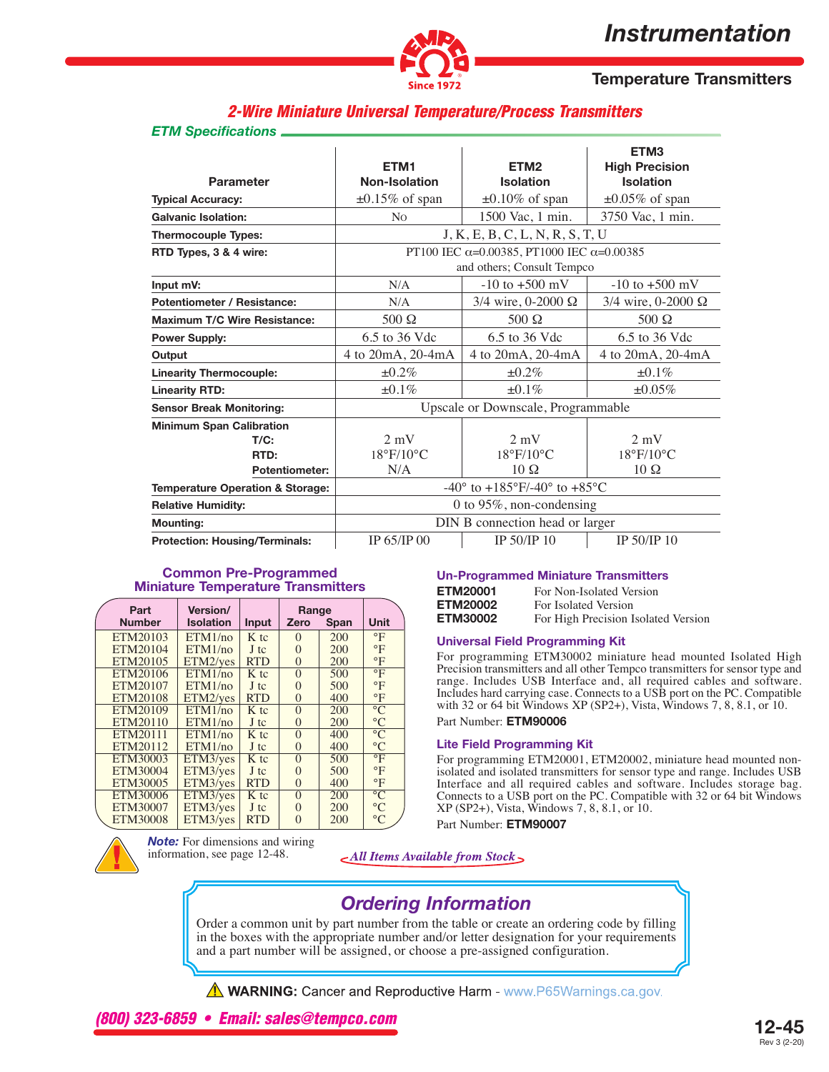## 2-Wire Miniature Universal Temperature/Process Transmitters

### ETM Specifications

| Parameter | ETM1 Non-Isolation | ETM2 Isolation | ETM3 High Precision Isolation |
|---|---|---|---|
| **Typical Accuracy:** | ±0.15% of span | ±0.10% of span | ±0.05% of span |
| **Galvanic Isolation:** | No | 1500 Vac, 1 min. | 3750 Vac, 1 min. |
| **Thermocouple Types:** | J, K, E, B, C, L, N, R, S, T, U | | |
| **RTD Types, 3 & 4 wire:** | PT100 IEC α=0.00385, PT1000 IEC α=0.00385 and others; Consult Tempco | | |
| **Input mV:** | N/A | -10 to +500 mV | -10 to +500 mV |
| **Potentiometer / Resistance:** | N/A | 3/4 wire, 0-2000 Ω | 3/4 wire, 0-2000 Ω |
| **Maximum T/C Wire Resistance:** | 500 Ω | 500 Ω | 500 Ω |
| **Power Supply:** | 6.5 to 36 Vdc | 6.5 to 36 Vdc | 6.5 to 36 Vdc |
| **Output** | 4 to 20mA, 20-4mA | 4 to 20mA, 20-4mA | 4 to 20mA, 20-4mA |
| **Linearity Thermocouple:** | ±0.2% | ±0.2% | ±0.1% |
| **Linearity RTD:** | ±0.1% | ±0.1% | ±0.05% |
| **Sensor Break Monitoring:** | Upscale or Downscale, Programmable | | |
| **Minimum Span Calibration** | | | |
| **T/C:** | 2 mV | 2 mV | 2 mV |
| **RTD:** | 18°F/10°C | 18°F/10°C | 18°F/10°C |
| **Potentiometer:** | N/A | 10 Ω | 10 Ω |
| **Temperature Operation & Storage:** | -40° to +185°F/-40° to +85°C | | |
| **Relative Humidity:** | 0 to 95%, non-condensing | | |
| **Mounting:** | DIN B connection head or larger | | |
| **Protection: Housing/Terminals:** | IP 65/IP 00 | IP 50/IP 10 | IP 50/IP 10 |

### Common Pre-Programmed Miniature Temperature Transmitters

| Part Number | Version/ Isolation | Input | Range Zero | Range Span | Unit |
|---|---|---|---|---|---|
| ETM20103 | ETM1/no | K tc | 0 | 200 | °F |
| ETM20104 | ETM1/no | J tc | 0 | 200 | °F |
| ETM20105 | ETM2/yes | RTD | 0 | 200 | °F |
| ETM20106 | ETM1/no | K tc | 0 | 500 | °F |
| ETM20107 | ETM1/no | J tc | 0 | 500 | °F |
| ETM20108 | ETM2/yes | RTD | 0 | 400 | °F |
| ETM20109 | ETM1/no | K tc | 0 | 200 | °C |
| ETM20110 | ETM1/no | J tc | 0 | 200 | °C |
| ETM20111 | ETM1/no | K tc | 0 | 400 | °C |
| ETM20112 | ETM1/no | J tc | 0 | 400 | °C |
| ETM30003 | ETM3/yes | K tc | 0 | 500 | °F |
| ETM30004 | ETM3/yes | J tc | 0 | 500 | °F |
| ETM30005 | ETM3/yes | RTD | 0 | 400 | °F |
| ETM30006 | ETM3/yes | K tc | 0 | 200 | °C |
| ETM30007 | ETM3/yes | J tc | 0 | 200 | °C |
| ETM30008 | ETM3/yes | RTD | 0 | 200 | °C |

***Note:*** For dimensions and wiring information, see page 12-48.

### Un-Programmed Miniature Transmitters

| | |
|---|---|
| **ETM20001** | For Non-Isolated Version |
| **ETM20002** | For Isolated Version |
| **ETM30002** | For High Precision Isolated Version |

### Universal Field Programming Kit

For programming ETM30002 miniature head mounted Isolated High Precision transmitters and all other Tempco transmitters for sensor type and range. Includes USB Interface and, all required cables and software. Includes hard carrying case. Connects to a USB port on the PC. Compatible with 32 or 64 bit Windows XP (SP2+), Vista, Windows 7, 8, 8.1, or 10.

Part Number: **ETM90006**

### Lite Field Programming Kit

For programming ETM20001, ETM20002, miniature head mounted non-isolated and isolated transmitters for sensor type and range. Includes USB Interface and all required cables and software. Includes storage bag. Connects to a USB port on the PC. Compatible with 32 or 64 bit Windows XP (SP2+), Vista, Windows 7, 8, 8.1, or 10.

Part Number: **ETM90007**

*All Items Available from Stock*

## Ordering Information

Order a common unit by part number from the table or create an ordering code by filling in the boxes with the appropriate number and/or letter designation for your requirements and a part number will be assigned, or choose a pre-assigned configuration.

⚠ **WARNING:** Cancer and Reproductive Harm - www.P65Warnings.ca.gov.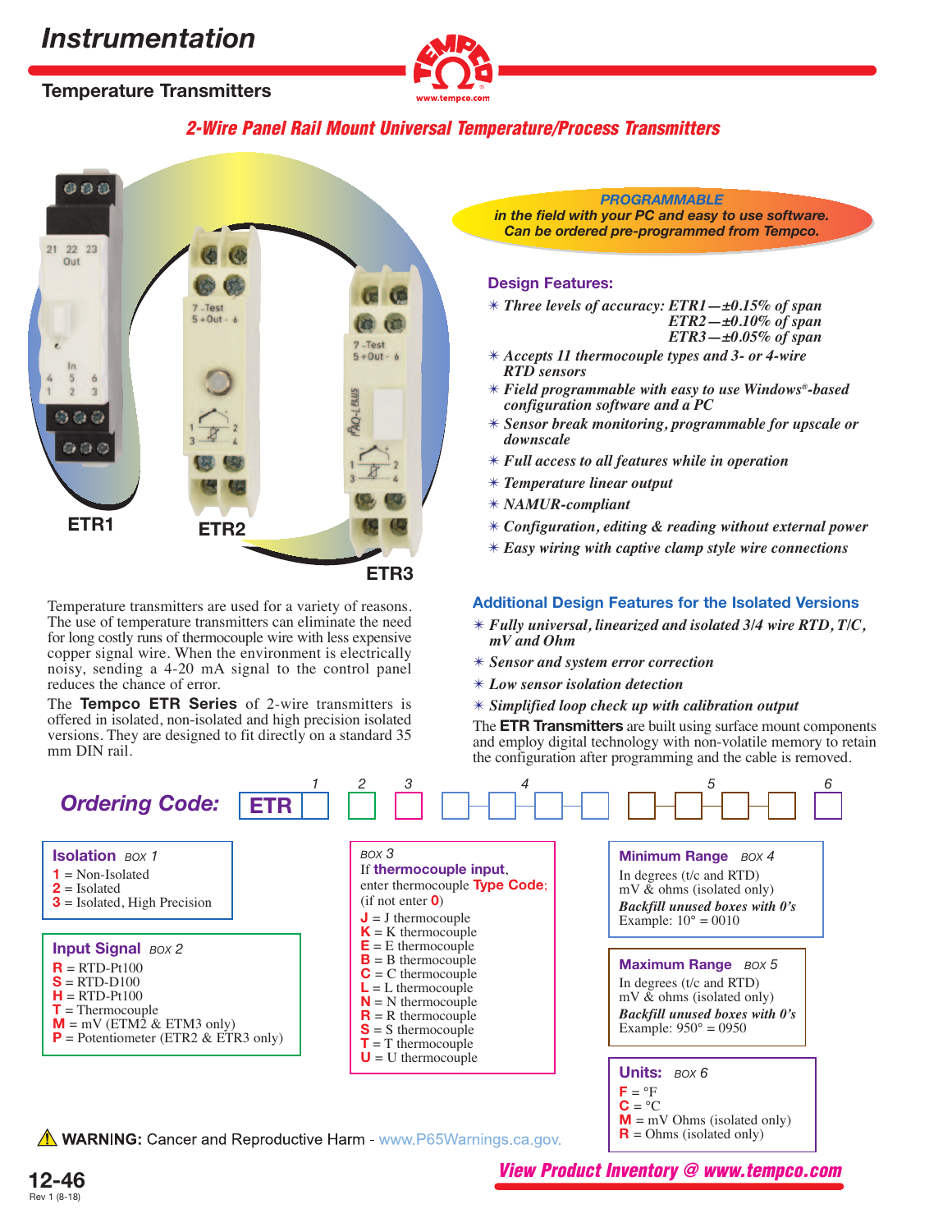# Instrumentation

## Temperature Transmitters

### 2-Wire Panel Rail Mount Universal Temperature/Process Transmitters

ETR1 ETR2 ETR3

**PROGRAMMABLE**
**in the field with your PC and easy to use software.**
**Can be ordered pre-programmed from Tempco.**

### Design Features:

- *Three levels of accuracy: ETR1—±0.15% of span ETR2—±0.10% of span ETR3—±0.05% of span*
- *Accepts 11 thermocouple types and 3- or 4-wire RTD sensors*
- *Field programmable with easy to use Windows®-based configuration software and a PC*
- *Sensor break monitoring, programmable for upscale or downscale*
- *Full access to all features while in operation*
- *Temperature linear output*
- *NAMUR-compliant*
- *Configuration, editing & reading without external power*
- *Easy wiring with captive clamp style wire connections*

Temperature transmitters are used for a variety of reasons. The use of temperature transmitters can eliminate the need for long costly runs of thermocouple wire with less expensive copper signal wire. When the environment is electrically noisy, sending a 4-20 mA signal to the control panel reduces the chance of error.

The **Tempco ETR Series** of 2-wire transmitters is offered in isolated, non-isolated and high precision isolated versions. They are designed to fit directly on a standard 35 mm DIN rail.

### Additional Design Features for the Isolated Versions

- *Fully universal, linearized and isolated 3/4 wire RTD, T/C, mV and Ohm*
- *Sensor and system error correction*
- *Low sensor isolation detection*
- *Simplified loop check up with calibration output*

The **ETR Transmitters** are built using surface mount components and employ digital technology with non-volatile memory to retain the configuration after programming and the cable is removed.

## Ordering Code:

ETR [1] [2] [3] [4 4 4 4] [5 5 5 5] [6]

**Isolation** *BOX 1*
- **1** = Non-Isolated
- **2** = Isolated
- **3** = Isolated, High Precision

**Input Signal** *BOX 2*
- **R** = RTD-Pt100
- **S** = RTD-D100
- **H** = RTD-Pt100
- **T** = Thermocouple
- **M** = mV (ETM2 & ETM3 only)
- **P** = Potentiometer (ETR2 & ETR3 only)

*BOX 3*
If **thermocouple input**, enter thermocouple **Type Code**; (if not enter **0**)
- **J** = J thermocouple
- **K** = K thermocouple
- **E** = E thermocouple
- **B** = B thermocouple
- **C** = C thermocouple
- **L** = L thermocouple
- **N** = N thermocouple
- **R** = R thermocouple
- **S** = S thermocouple
- **T** = T thermocouple
- **U** = U thermocouple

**Minimum Range** *BOX 4*
In degrees (t/c and RTD)
mV & ohms (isolated only)
***Backfill unused boxes with 0's***
Example: 10° = 0010

**Maximum Range** *BOX 5*
In degrees (t/c and RTD)
mV & ohms (isolated only)
***Backfill unused boxes with 0's***
Example: 950° = 0950

**Units:** *BOX 6*
- **F** = °F
- **C** = °C
- **M** = mV Ohms (isolated only)
- **R** = Ohms (isolated only)

⚠ **WARNING:** Cancer and Reproductive Harm - www.P65Warnings.ca.gov.

*View Product Inventory @ www.tempco.com*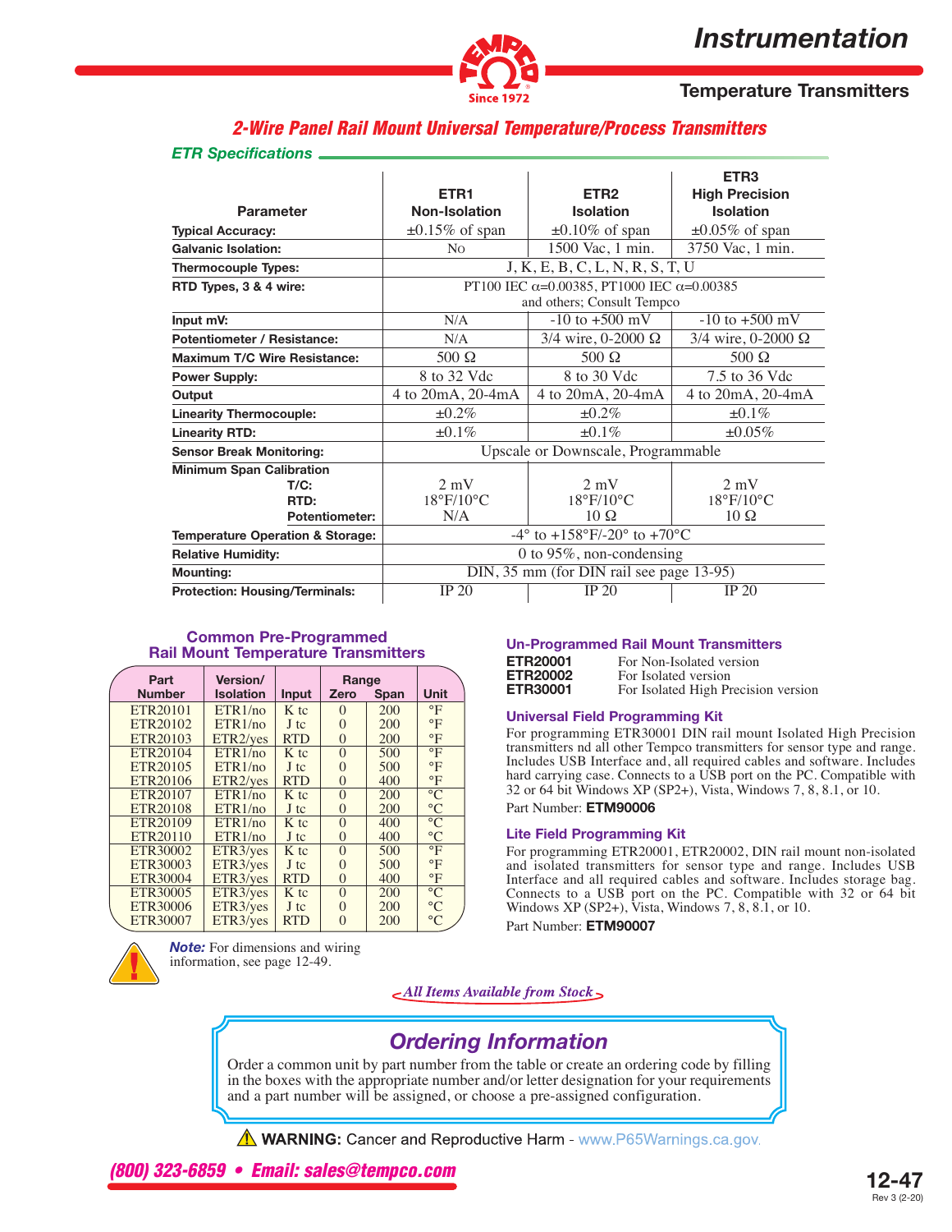## 2-Wire Panel Rail Mount Universal Temperature/Process Transmitters

### ETR Specifications

| Parameter | ETR1 Non-Isolation | ETR2 Isolation | ETR3 High Precision Isolation |
|---|---|---|---|
| **Typical Accuracy:** | ±0.15% of span | ±0.10% of span | ±0.05% of span |
| **Galvanic Isolation:** | No | 1500 Vac, 1 min. | 3750 Vac, 1 min. |
| **Thermocouple Types:** | J, K, E, B, C, L, N, R, S, T, U | | |
| **RTD Types, 3 & 4 wire:** | PT100 IEC α=0.00385, PT1000 IEC α=0.00385 and others; Consult Tempco | | |
| **Input mV:** | N/A | -10 to +500 mV | -10 to +500 mV |
| **Potentiometer / Resistance:** | N/A | 3/4 wire, 0-2000 Ω | 3/4 wire, 0-2000 Ω |
| **Maximum T/C Wire Resistance:** | 500 Ω | 500 Ω | 500 Ω |
| **Power Supply:** | 8 to 32 Vdc | 8 to 30 Vdc | 7.5 to 36 Vdc |
| **Output** | 4 to 20mA, 20-4mA | 4 to 20mA, 20-4mA | 4 to 20mA, 20-4mA |
| **Linearity Thermocouple:** | ±0.2% | ±0.2% | ±0.1% |
| **Linearity RTD:** | ±0.1% | ±0.1% | ±0.05% |
| **Sensor Break Monitoring:** | Upscale or Downscale, Programmable | | |
| **Minimum Span Calibration** T/C: | 2 mV | 2 mV | 2 mV |
| RTD: | 18°F/10°C | 18°F/10°C | 18°F/10°C |
| Potentiometer: | N/A | 10 Ω | 10 Ω |
| **Temperature Operation & Storage:** | -4° to +158°F/-20° to +70°C | | |
| **Relative Humidity:** | 0 to 95%, non-condensing | | |
| **Mounting:** | DIN, 35 mm (for DIN rail see page 13-95) | | |
| **Protection: Housing/Terminals:** | IP 20 | IP 20 | IP 20 |

### Common Pre-Programmed Rail Mount Temperature Transmitters

| Part Number | Version/ Isolation | Input | Range Zero | Range Span | Unit |
|---|---|---|---|---|---|
| ETR20101 | ETR1/no | K tc | 0 | 200 | °F |
| ETR20102 | ETR1/no | J tc | 0 | 200 | °F |
| ETR20103 | ETR2/yes | RTD | 0 | 200 | °F |
| ETR20104 | ETR1/no | K tc | 0 | 500 | °F |
| ETR20105 | ETR1/no | J tc | 0 | 500 | °F |
| ETR20106 | ETR2/yes | RTD | 0 | 400 | °F |
| ETR20107 | ETR1/no | K tc | 0 | 200 | °C |
| ETR20108 | ETR1/no | J tc | 0 | 200 | °C |
| ETR20109 | ETR1/no | K tc | 0 | 400 | °C |
| ETR20110 | ETR1/no | J tc | 0 | 400 | °C |
| ETR30002 | ETR3/yes | K tc | 0 | 500 | °F |
| ETR30003 | ETR3/yes | J tc | 0 | 500 | °F |
| ETR30004 | ETR3/yes | RTD | 0 | 400 | °F |
| ETR30005 | ETR3/yes | K tc | 0 | 200 | °C |
| ETR30006 | ETR3/yes | J tc | 0 | 200 | °C |
| ETR30007 | ETR3/yes | RTD | 0 | 200 | °C |

***Note:*** For dimensions and wiring information, see page 12-49.

### Un-Programmed Rail Mount Transmitters

**ETR20001** For Non-Isolated version
**ETR20002** For Isolated version
**ETR30001** For Isolated High Precision version

### Universal Field Programming Kit

For programming ETR30001 DIN rail mount Isolated High Precision transmitters nd all other Tempco transmitters for sensor type and range. Includes USB Interface and, all required cables and software. Includes hard carrying case. Connects to a USB port on the PC. Compatible with 32 or 64 bit Windows XP (SP2+), Vista, Windows 7, 8, 8.1, or 10.

Part Number: **ETM90006**

### Lite Field Programming Kit

For programming ETR20001, ETR20002, DIN rail mount non-isolated and isolated transmitters for sensor type and range. Includes USB Interface and all required cables and software. Includes storage bag. Connects to a USB port on the PC. Compatible with 32 or 64 bit Windows XP (SP2+), Vista, Windows 7, 8, 8.1, or 10.

Part Number: **ETM90007**

*All Items Available from Stock*

## Ordering Information

Order a common unit by part number from the table or create an ordering code by filling in the boxes with the appropriate number and/or letter designation for your requirements and a part number will be assigned, or choose a pre-assigned configuration.

**WARNING:** Cancer and Reproductive Harm - www.P65Warnings.ca.gov.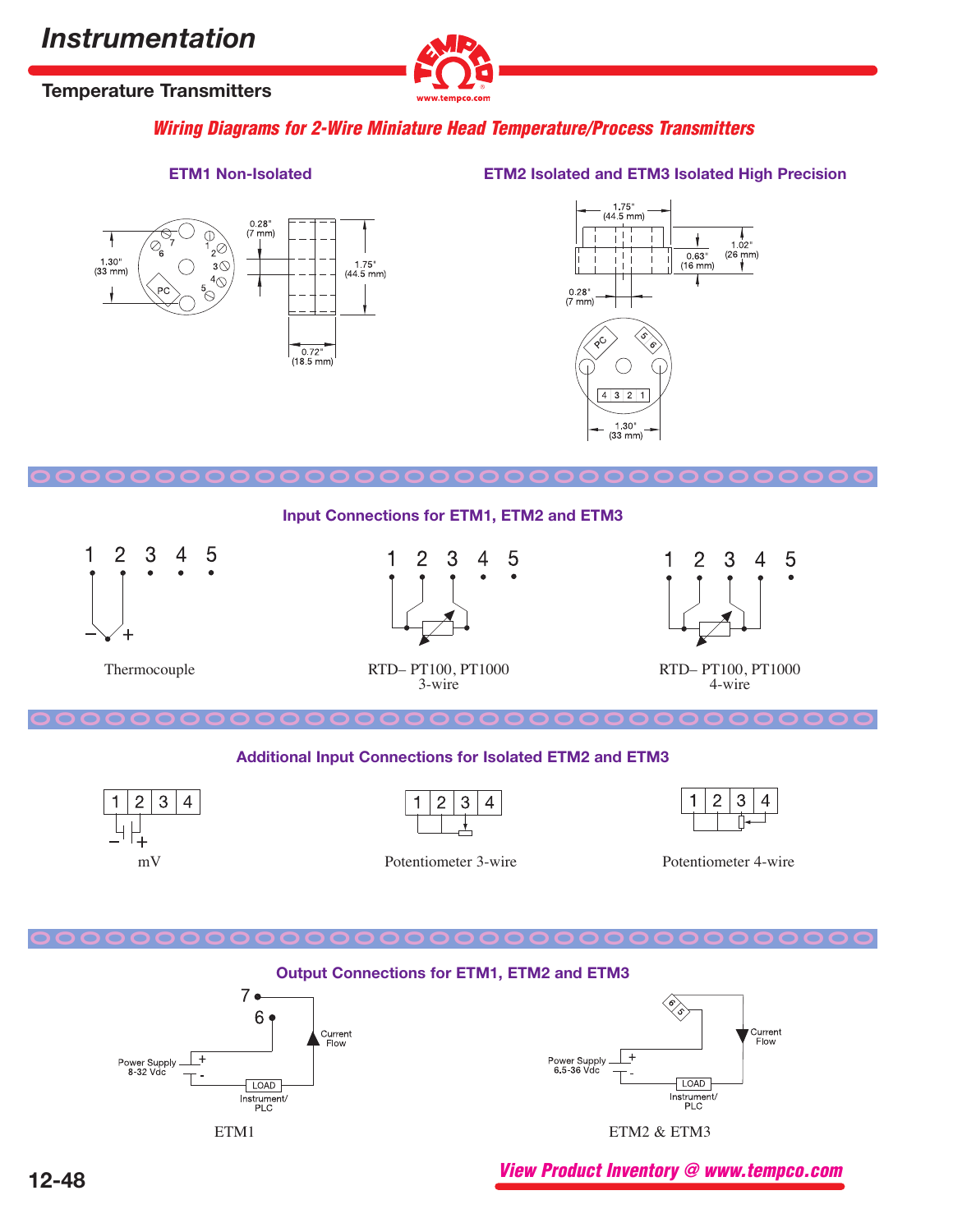# Instrumentation

## Temperature Transmitters

### *Wiring Diagrams for 2-Wire Miniature Head Temperature/Process Transmitters*

#### ETM1 Non-Isolated

1.30" (33 mm)

0.28" (7 mm)

1.75" (44.5 mm)

0.72" (18.5 mm)

PC

#### ETM2 Isolated and ETM3 Isolated High Precision

1.75" (44.5 mm)

1.02" (26 mm)

0.63" (16 mm)

0.28" (7 mm)

1.30" (33 mm)

PC

#### Input Connections for ETM1, ETM2 and ETM3

Thermocouple

RTD– PT100, PT1000 3-wire

RTD– PT100, PT1000 4-wire

#### Additional Input Connections for Isolated ETM2 and ETM3

mV

Potentiometer 3-wire

Potentiometer 4-wire

#### Output Connections for ETM1, ETM2 and ETM3

ETM1: Power Supply 8-32 Vdc; LOAD Instrument/PLC; Current Flow

ETM2 & ETM3: Power Supply 6.5-36 Vdc; LOAD Instrument/PLC; Current Flow

*View Product Inventory @ www.tempco.com*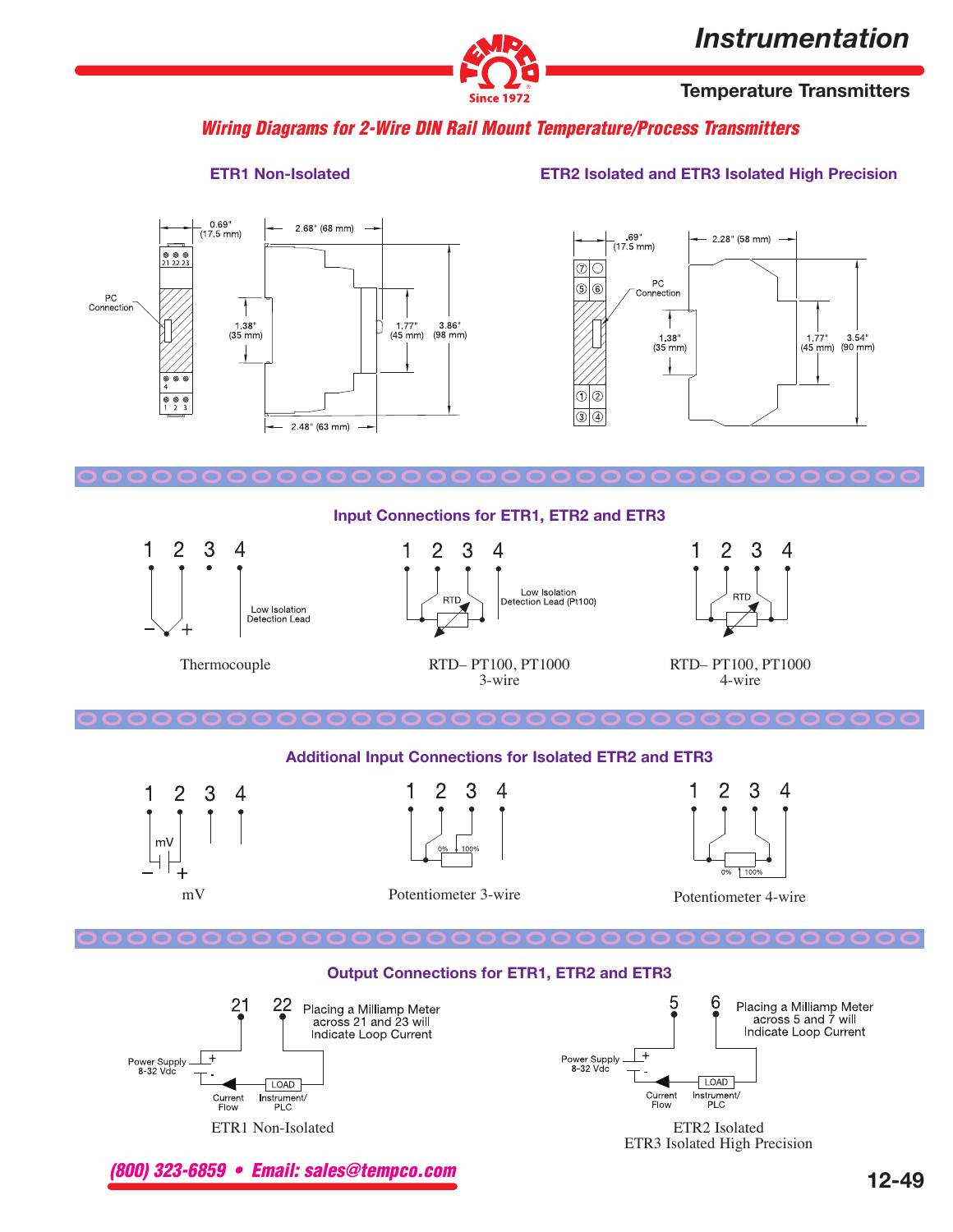# Instrumentation

## Temperature Transmitters

## *Wiring Diagrams for 2-Wire DIN Rail Mount Temperature/Process Transmitters*

### ETR1 Non-Isolated

0.69" (17.5 mm)
2.68" (68 mm)
21 22 23
PC Connection
1.38" (35 mm)
1.77" (45 mm)
3.86" (98 mm)
4
1 2 3
2.48" (63 mm)

### ETR2 Isolated and ETR3 Isolated High Precision

.69" (17.5 mm)
2.28" (58 mm)
⑦
⑤ ⑥
PC Connection
1.38" (35 mm)
1.77" (45 mm)
3.54" (90 mm)
① ②
③ ④

### Input Connections for ETR1, ETR2 and ETR3

1 2 3 4
– +
Low Isolation Detection Lead
Thermocouple

1 2 3 4
RTD
Low Isolation Detection Lead (Pt100)
RTD– PT100, PT1000
3-wire

1 2 3 4
RTD
RTD– PT100, PT1000
4-wire

### Additional Input Connections for Isolated ETR2 and ETR3

1 2 3 4
mV
– +
mV

1 2 3 4
0% 100%
Potentiometer 3-wire

1 2 3 4
0% 100%
Potentiometer 4-wire

### Output Connections for ETR1, ETR2 and ETR3

21 22
Placing a Milliamp Meter across 21 and 23 will Indicate Loop Current
Power Supply 8-32 Vdc
+
-
LOAD
Current Flow
Instrument/ PLC
ETR1 Non-Isolated

5 6
Placing a Milliamp Meter across 5 and 7 will Indicate Loop Current
Power Supply 8-32 Vdc
+
-
LOAD
Current Flow
Instrument/ PLC
ETR2 Isolated
ETR3 Isolated High Precision

*(800) 323-6859 • Email: sales@tempco.com*